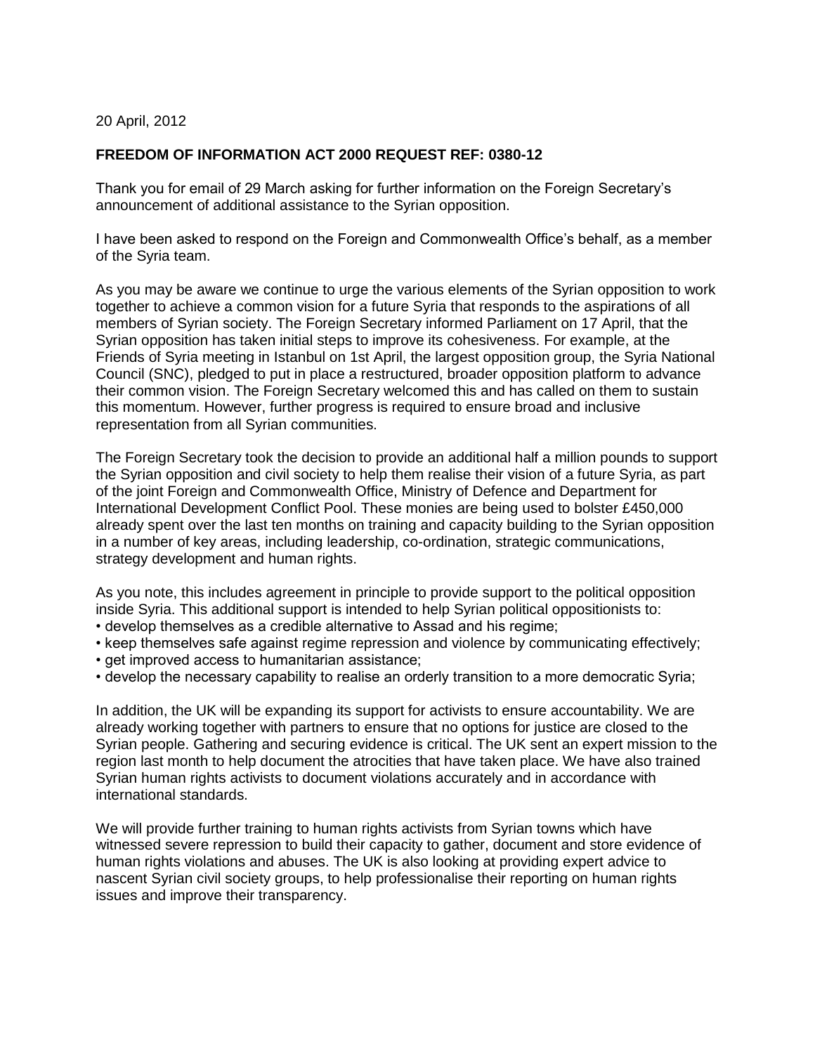20 April, 2012

**FREEDOM OF INFORMATION ACT 2000 REQUEST REF: 0380-12**

Thank you for email of 29 March asking for further information on the Foreign Secretary's announcement of additional assistance to the Syrian opposition.

I have been asked to respond on the Foreign and Commonwealth Office's behalf, as a member of the Syria team.

As you may be aware we continue to urge the various elements of the Syrian opposition to work together to achieve a common vision for a future Syria that responds to the aspirations of all members of Syrian society. The Foreign Secretary informed Parliament on 17 April, that the Syrian opposition has taken initial steps to improve its cohesiveness. For example, at the Friends of Syria meeting in Istanbul on 1st April, the largest opposition group, the Syria National Council (SNC), pledged to put in place a restructured, broader opposition platform to advance their common vision. The Foreign Secretary welcomed this and has called on them to sustain this momentum. However, further progress is required to ensure broad and inclusive representation from all Syrian communities.

The Foreign Secretary took the decision to provide an additional half a million pounds to support the Syrian opposition and civil society to help them realise their vision of a future Syria, as part of the joint Foreign and Commonwealth Office, Ministry of Defence and Department for International Development Conflict Pool. These monies are being used to bolster £450,000 already spent over the last ten months on training and capacity building to the Syrian opposition in a number of key areas, including leadership, co-ordination, strategic communications, strategy development and human rights.

As you note, this includes agreement in principle to provide support to the political opposition inside Syria. This additional support is intended to help Syrian political oppositionists to:

- develop themselves as a credible alternative to Assad and his regime;
- keep themselves safe against regime repression and violence by communicating effectively;
- get improved access to humanitarian assistance;
- develop the necessary capability to realise an orderly transition to a more democratic Syria;

In addition, the UK will be expanding its support for activists to ensure accountability. We are already working together with partners to ensure that no options for justice are closed to the Syrian people. Gathering and securing evidence is critical. The UK sent an expert mission to the region last month to help document the atrocities that have taken place. We have also trained Syrian human rights activists to document violations accurately and in accordance with international standards.

We will provide further training to human rights activists from Syrian towns which have witnessed severe repression to build their capacity to gather, document and store evidence of human rights violations and abuses. The UK is also looking at providing expert advice to nascent Syrian civil society groups, to help professionalise their reporting on human rights issues and improve their transparency.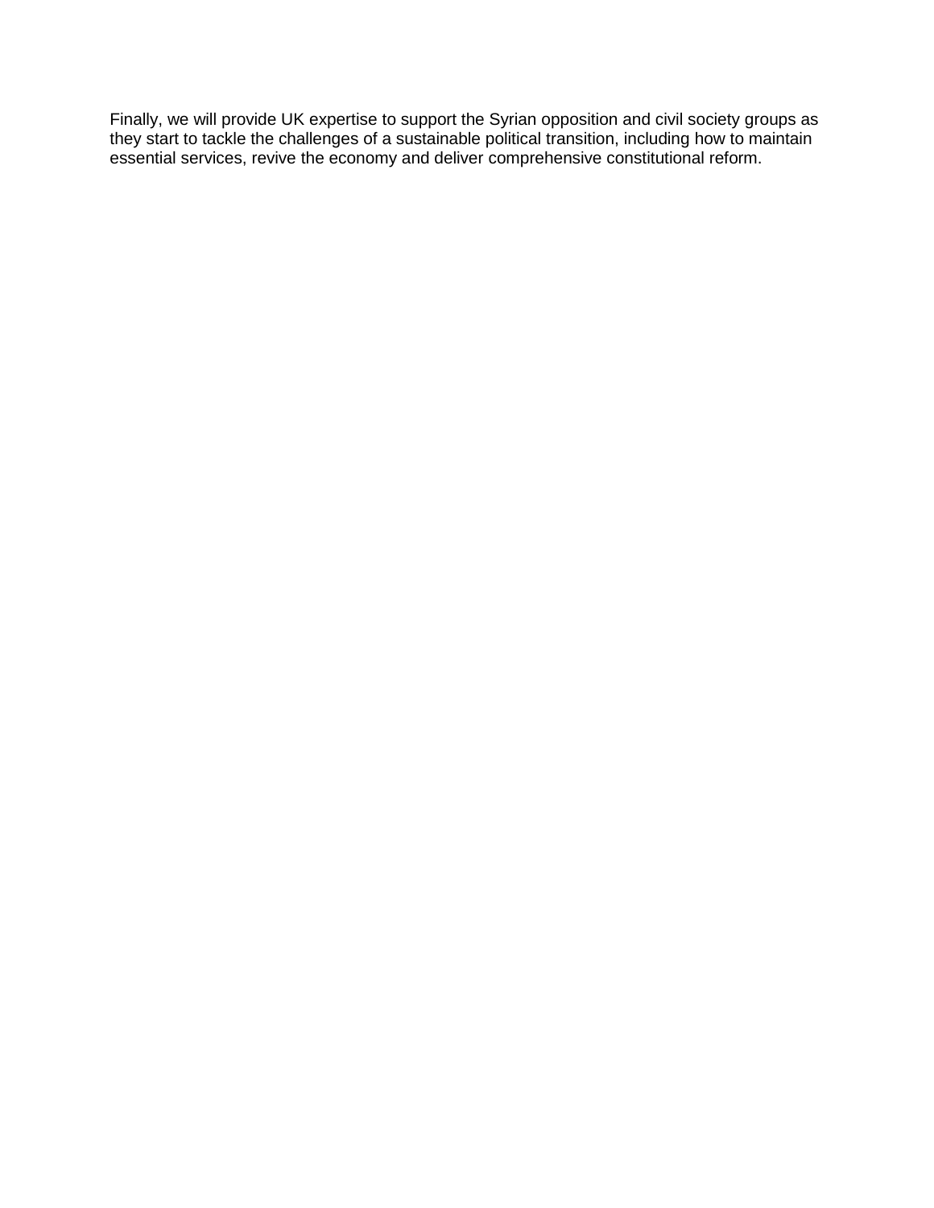Finally, we will provide UK expertise to support the Syrian opposition and civil society groups as they start to tackle the challenges of a sustainable political transition, including how to maintain essential services, revive the economy and deliver comprehensive constitutional reform.